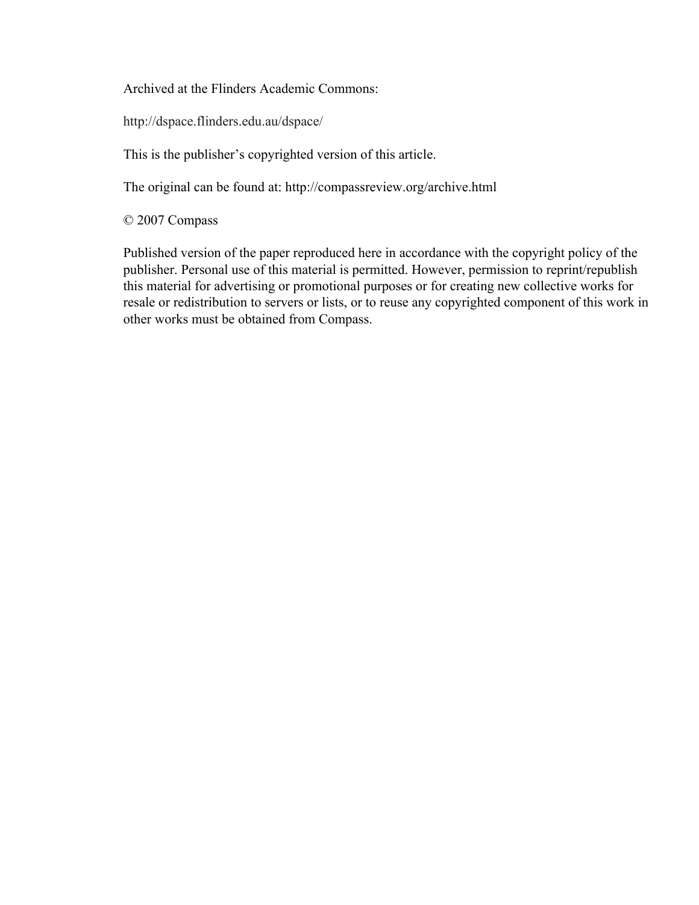Archived at the Flinders Academic Commons:

http://dspace.flinders.edu.au/dspace/

This is the publisher's copyrighted version of this article.

The original can be found at: http://compassreview.org/archive.html

© 2007 Compass

Published version of the paper reproduced here in accordance with the copyright policy of the publisher. Personal use of this material is permitted. However, permission to reprint/republish this material for advertising or promotional purposes or for creating new collective works for resale or redistribution to servers or lists, or to reuse any copyrighted component of this work in other works must be obtained from Compass.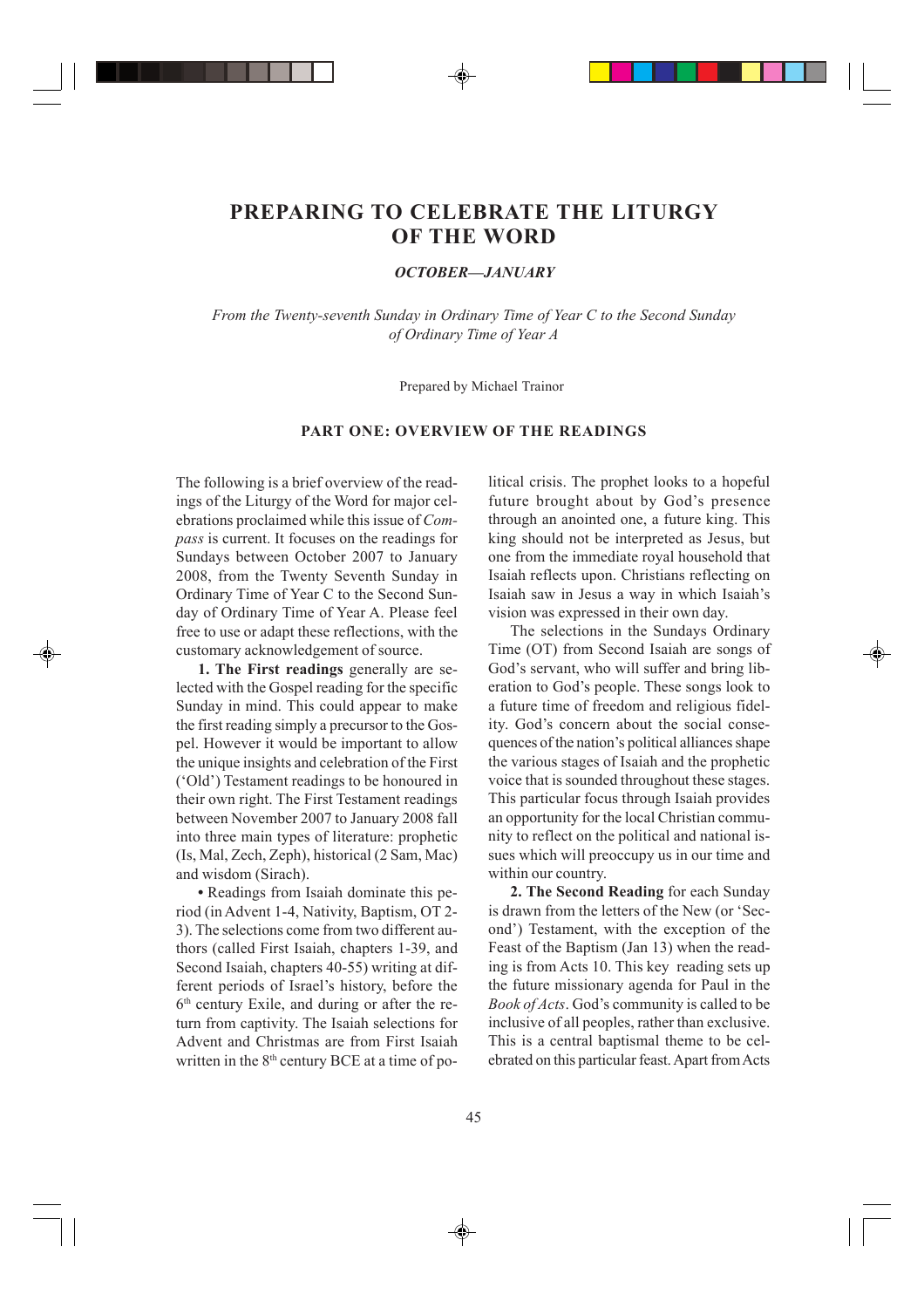# PREPARING TO CELEBRATE THE LITURGY OF THE WORD

***OCTOBER—JANUARY***

*From the Twenty-seventh Sunday in Ordinary Time of Year C to the Second Sunday of Ordinary Time of Year A*

Prepared by Michael Trainor

## PART ONE: OVERVIEW OF THE READINGS

The following is a brief overview of the readings of the Liturgy of the Word for major celebrations proclaimed while this issue of *Compass* is current. It focuses on the readings for Sundays between October 2007 to January 2008, from the Twenty Seventh Sunday in Ordinary Time of Year C to the Second Sunday of Ordinary Time of Year A. Please feel free to use or adapt these reflections, with the customary acknowledgement of source.

**1. The First readings** generally are selected with the Gospel reading for the specific Sunday in mind. This could appear to make the first reading simply a precursor to the Gospel. However it would be important to allow the unique insights and celebration of the First ('Old') Testament readings to be honoured in their own right. The First Testament readings between November 2007 to January 2008 fall into three main types of literature: prophetic (Is, Mal, Zech, Zeph), historical (2 Sam, Mac) and wisdom (Sirach).

• Readings from Isaiah dominate this period (in Advent 1-4, Nativity, Baptism, OT 2-3). The selections come from two different authors (called First Isaiah, chapters 1-39, and Second Isaiah, chapters 40-55) writing at different periods of Israel's history, before the 6th century Exile, and during or after the return from captivity. The Isaiah selections for Advent and Christmas are from First Isaiah written in the 8th century BCE at a time of political crisis. The prophet looks to a hopeful future brought about by God's presence through an anointed one, a future king. This king should not be interpreted as Jesus, but one from the immediate royal household that Isaiah reflects upon. Christians reflecting on Isaiah saw in Jesus a way in which Isaiah's vision was expressed in their own day.

The selections in the Sundays Ordinary Time (OT) from Second Isaiah are songs of God's servant, who will suffer and bring liberation to God's people. These songs look to a future time of freedom and religious fidelity. God's concern about the social consequences of the nation's political alliances shape the various stages of Isaiah and the prophetic voice that is sounded throughout these stages. This particular focus through Isaiah provides an opportunity for the local Christian community to reflect on the political and national issues which will preoccupy us in our time and within our country.

**2. The Second Reading** for each Sunday is drawn from the letters of the New (or 'Second') Testament, with the exception of the Feast of the Baptism (Jan 13) when the reading is from Acts 10. This key reading sets up the future missionary agenda for Paul in the *Book of Acts*. God's community is called to be inclusive of all peoples, rather than exclusive. This is a central baptismal theme to be celebrated on this particular feast. Apart from Acts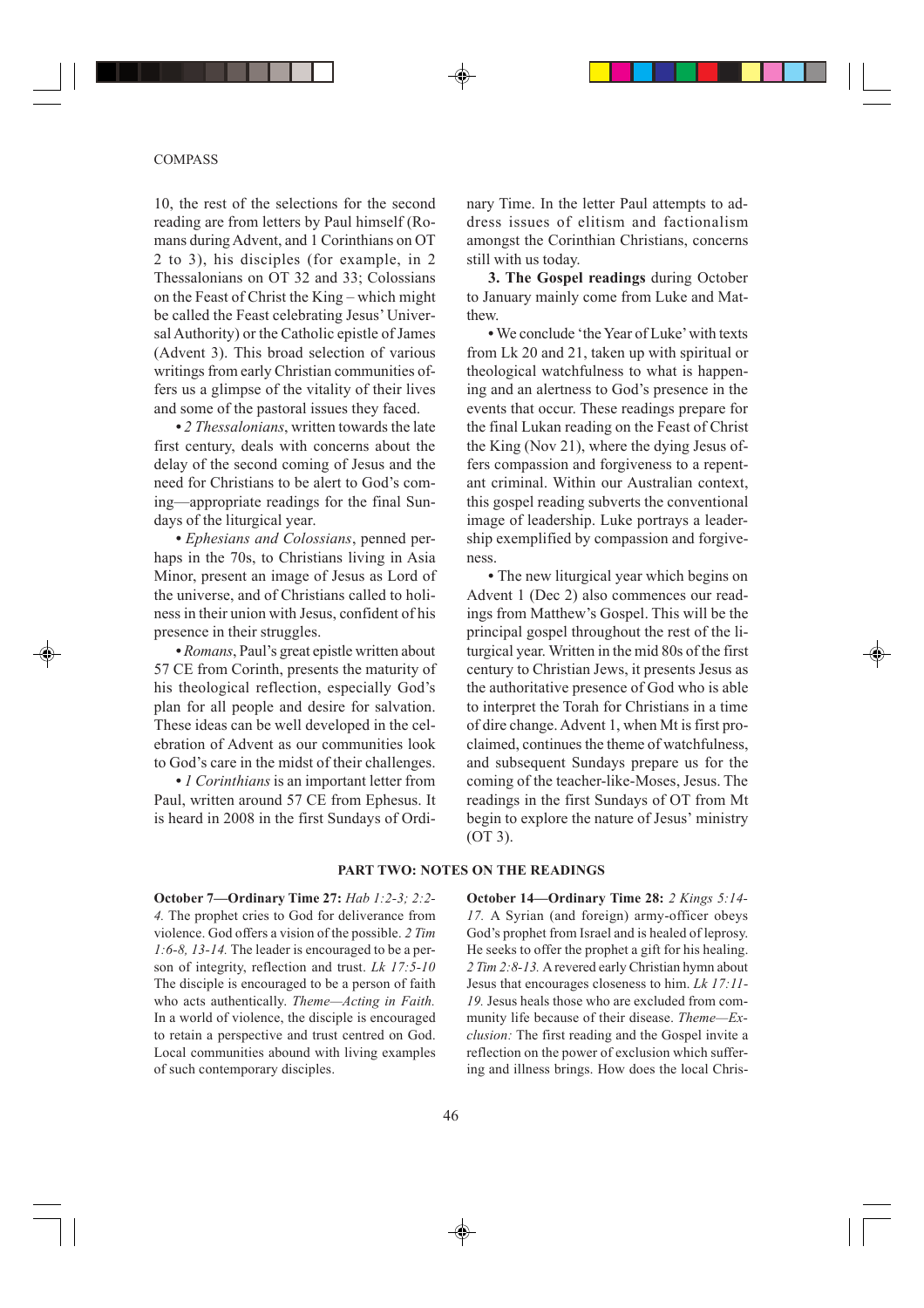10, the rest of the selections for the second reading are from letters by Paul himself (Romans during Advent, and 1 Corinthians on OT 2 to 3), his disciples (for example, in 2 Thessalonians on OT 32 and 33; Colossians on the Feast of Christ the King – which might be called the Feast celebrating Jesus' Universal Authority) or the Catholic epistle of James (Advent 3). This broad selection of various writings from early Christian communities offers us a glimpse of the vitality of their lives and some of the pastoral issues they faced.

• *2 Thessalonians*, written towards the late first century, deals with concerns about the delay of the second coming of Jesus and the need for Christians to be alert to God's coming—appropriate readings for the final Sundays of the liturgical year.

• *Ephesians and Colossians*, penned perhaps in the 70s, to Christians living in Asia Minor, present an image of Jesus as Lord of the universe, and of Christians called to holiness in their union with Jesus, confident of his presence in their struggles.

• *Romans*, Paul's great epistle written about 57 CE from Corinth, presents the maturity of his theological reflection, especially God's plan for all people and desire for salvation. These ideas can be well developed in the celebration of Advent as our communities look to God's care in the midst of their challenges.

• *1 Corinthians* is an important letter from Paul, written around 57 CE from Ephesus. It is heard in 2008 in the first Sundays of Ordinary Time. In the letter Paul attempts to address issues of elitism and factionalism amongst the Corinthian Christians, concerns still with us today.

**3. The Gospel readings** during October to January mainly come from Luke and Matthew.

• We conclude 'the Year of Luke' with texts from Lk 20 and 21, taken up with spiritual or theological watchfulness to what is happening and an alertness to God's presence in the events that occur. These readings prepare for the final Lukan reading on the Feast of Christ the King (Nov 21), where the dying Jesus offers compassion and forgiveness to a repentant criminal. Within our Australian context, this gospel reading subverts the conventional image of leadership. Luke portrays a leadership exemplified by compassion and forgiveness.

• The new liturgical year which begins on Advent 1 (Dec 2) also commences our readings from Matthew's Gospel. This will be the principal gospel throughout the rest of the liturgical year. Written in the mid 80s of the first century to Christian Jews, it presents Jesus as the authoritative presence of God who is able to interpret the Torah for Christians in a time of dire change. Advent 1, when Mt is first proclaimed, continues the theme of watchfulness, and subsequent Sundays prepare us for the coming of the teacher-like-Moses, Jesus. The readings in the first Sundays of OT from Mt begin to explore the nature of Jesus' ministry (OT 3).

## PART TWO: NOTES ON THE READINGS

**October 7—Ordinary Time 27:** *Hab 1:2-3; 2:2-4.* The prophet cries to God for deliverance from violence. God offers a vision of the possible. *2 Tim 1:6-8, 13-14.* The leader is encouraged to be a person of integrity, reflection and trust. *Lk 17:5-10* The disciple is encouraged to be a person of faith who acts authentically. *Theme—Acting in Faith.* In a world of violence, the disciple is encouraged to retain a perspective and trust centred on God. Local communities abound with living examples of such contemporary disciples.

**October 14—Ordinary Time 28:** *2 Kings 5:14-17.* A Syrian (and foreign) army-officer obeys God's prophet from Israel and is healed of leprosy. He seeks to offer the prophet a gift for his healing. *2 Tim 2:8-13.* A revered early Christian hymn about Jesus that encourages closeness to him. *Lk 17:11-19.* Jesus heals those who are excluded from community life because of their disease. *Theme—Exclusion:* The first reading and the Gospel invite a reflection on the power of exclusion which suffering and illness brings. How does the local Chris-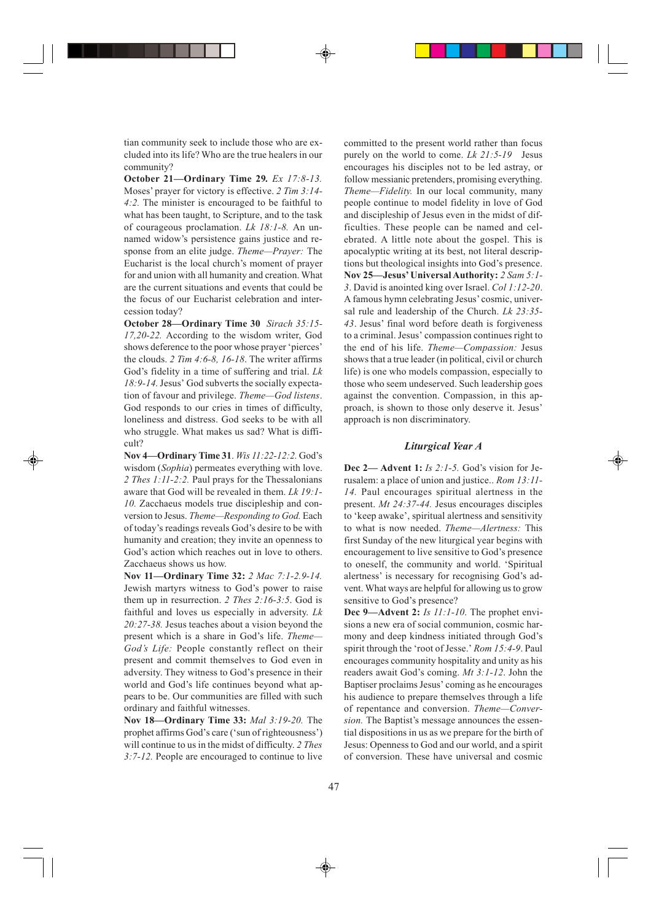tian community seek to include those who are excluded into its life? Who are the true healers in our community?

**October 21—Ordinary Time 29.** *Ex 17:8-13.* Moses' prayer for victory is effective. *2 Tim 3:14-4:2.* The minister is encouraged to be faithful to what has been taught, to Scripture, and to the task of courageous proclamation. *Lk 18:1-8.* An unnamed widow's persistence gains justice and response from an elite judge. *Theme—Prayer:* The Eucharist is the local church's moment of prayer for and union with all humanity and creation. What are the current situations and events that could be the focus of our Eucharist celebration and intercession today?

**October 28—Ordinary Time 30** *Sirach 35:15-17,20-22.* According to the wisdom writer, God shows deference to the poor whose prayer 'pierces' the clouds. *2 Tim 4:6-8, 16-18*. The writer affirms God's fidelity in a time of suffering and trial. *Lk 18:9-14.* Jesus' God subverts the socially expectation of favour and privilege. *Theme—God listens*. God responds to our cries in times of difficulty, loneliness and distress. God seeks to be with all who struggle. What makes us sad? What is difficult?

**Nov 4—Ordinary Time 31**. *Wis 11:22-12:2.* God's wisdom (*Sophia*) permeates everything with love. *2 Thes 1:11-2:2.* Paul prays for the Thessalonians aware that God will be revealed in them. *Lk 19:1-10.* Zacchaeus models true discipleship and conversion to Jesus. *Theme—Responding to God.* Each of today's readings reveals God's desire to be with humanity and creation; they invite an openness to God's action which reaches out in love to others. Zacchaeus shows us how.

**Nov 11—Ordinary Time 32:** *2 Mac 7:1-2.9-14.* Jewish martyrs witness to God's power to raise them up in resurrection. *2 Thes 2:16-3:5*. God is faithful and loves us especially in adversity. *Lk 20:27-38.* Jesus teaches about a vision beyond the present which is a share in God's life. *Theme—God's Life:* People constantly reflect on their present and commit themselves to God even in adversity. They witness to God's presence in their world and God's life continues beyond what appears to be. Our communities are filled with such ordinary and faithful witnesses.

**Nov 18—Ordinary Time 33:** *Mal 3:19-20.* The prophet affirms God's care ('sun of righteousness') will continue to us in the midst of difficulty. *2 Thes 3:7-12.* People are encouraged to continue to live committed to the present world rather than focus purely on the world to come. *Lk 21:5-19* Jesus encourages his disciples not to be led astray, or follow messianic pretenders, promising everything. *Theme—Fidelity.* In our local community, many people continue to model fidelity in love of God and discipleship of Jesus even in the midst of difficulties. These people can be named and celebrated. A little note about the gospel. This is apocalyptic writing at its best, not literal descriptions but theological insights into God's presence.

**Nov 25—Jesus' Universal Authority:** *2 Sam 5:1-3*. David is anointed king over Israel. *Col 1:12-20*. A famous hymn celebrating Jesus' cosmic, universal rule and leadership of the Church. *Lk 23:35-43*. Jesus' final word before death is forgiveness to a criminal. Jesus' compassion continues right to the end of his life. *Theme—Compassion:* Jesus shows that a true leader (in political, civil or church life) is one who models compassion, especially to those who seem undeserved. Such leadership goes against the convention. Compassion, in this approach, is shown to those only deserve it. Jesus' approach is non discriminatory.

### *Liturgical Year A*

**Dec 2— Advent 1:** *Is 2:1-5.* God's vision for Jerusalem: a place of union and justice.. *Rom 13:11-14.* Paul encourages spiritual alertness in the present. *Mt 24:37-44.* Jesus encourages disciples to 'keep awake', spiritual alertness and sensitivity to what is now needed. *Theme—Alertness:* This first Sunday of the new liturgical year begins with encouragement to live sensitive to God's presence to oneself, the community and world. 'Spiritual alertness' is necessary for recognising God's advent. What ways are helpful for allowing us to grow sensitive to God's presence?

**Dec 9—Advent 2:** *Is 11:1-10*. The prophet envisions a new era of social communion, cosmic harmony and deep kindness initiated through God's spirit through the 'root of Jesse.' *Rom 15:4-9*. Paul encourages community hospitality and unity as his readers await God's coming. *Mt 3:1-12*. John the Baptiser proclaims Jesus' coming as he encourages his audience to prepare themselves through a life of repentance and conversion. *Theme—Conversion.* The Baptist's message announces the essential dispositions in us as we prepare for the birth of Jesus: Openness to God and our world, and a spirit of conversion. These have universal and cosmic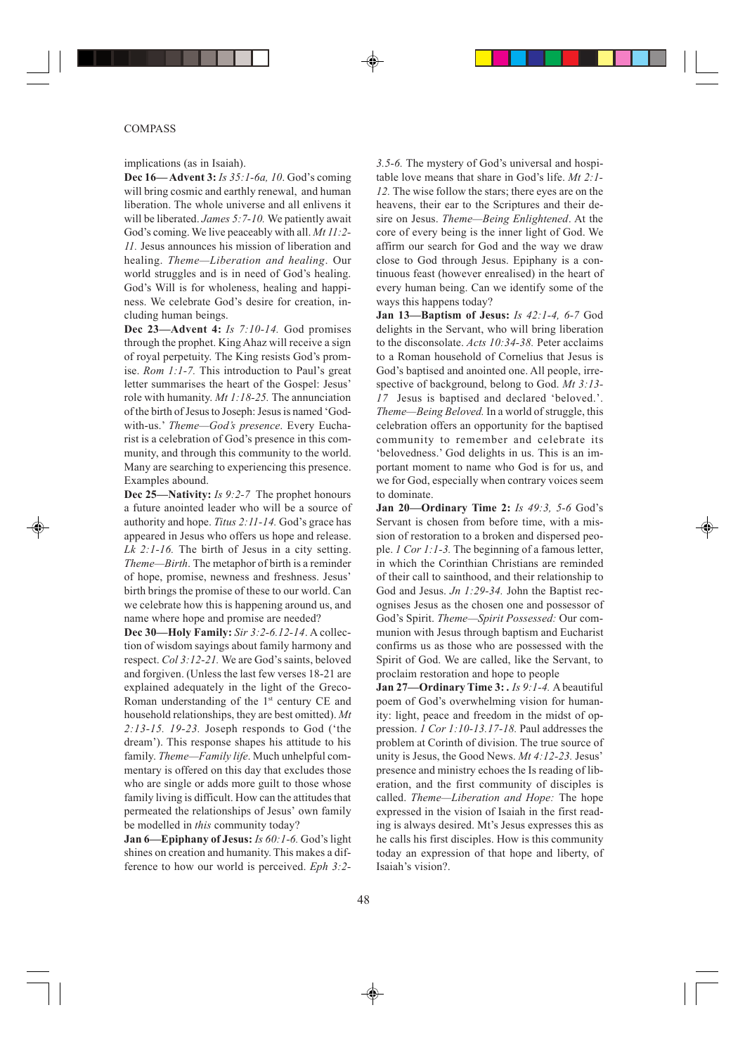implications (as in Isaiah).

**Dec 16— Advent 3:** *Is 35:1-6a, 10*. God's coming will bring cosmic and earthly renewal, and human liberation. The whole universe and all enlivens it will be liberated. *James 5:7-10.* We patiently await God's coming. We live peaceably with all. *Mt 11:2-11.* Jesus announces his mission of liberation and healing. *Theme—Liberation and healing*. Our world struggles and is in need of God's healing. God's Will is for wholeness, healing and happiness. We celebrate God's desire for creation, including human beings.

**Dec 23—Advent 4:** *Is 7:10-14.* God promises through the prophet. King Ahaz will receive a sign of royal perpetuity. The King resists God's promise. *Rom 1:1-7.* This introduction to Paul's great letter summarises the heart of the Gospel: Jesus' role with humanity. *Mt 1:18-25.* The annunciation of the birth of Jesus to Joseph: Jesus is named 'God-with-us.' *Theme—God's presence*. Every Eucharist is a celebration of God's presence in this community, and through this community to the world. Many are searching to experiencing this presence. Examples abound.

**Dec 25—Nativity:** *Is 9:2-7* The prophet honours a future anointed leader who will be a source of authority and hope. *Titus 2:11-14.* God's grace has appeared in Jesus who offers us hope and release. *Lk 2:1-16.* The birth of Jesus in a city setting. *Theme—Birth*. The metaphor of birth is a reminder of hope, promise, newness and freshness. Jesus' birth brings the promise of these to our world. Can we celebrate how this is happening around us, and name where hope and promise are needed?

**Dec 30—Holy Family:** *Sir 3:2-6.12-14*. A collection of wisdom sayings about family harmony and respect. *Col 3:12-21.* We are God's saints, beloved and forgiven. (Unless the last few verses 18-21 are explained adequately in the light of the Greco-Roman understanding of the 1st century CE and household relationships, they are best omitted). *Mt 2:13-15. 19-23.* Joseph responds to God ('the dream'). This response shapes his attitude to his family. *Theme—Family life*. Much unhelpful commentary is offered on this day that excludes those who are single or adds more guilt to those whose family living is difficult. How can the attitudes that permeated the relationships of Jesus' own family be modelled in *this* community today?

**Jan 6—Epiphany of Jesus:** *Is 60:1-6.* God's light shines on creation and humanity. This makes a difference to how our world is perceived. *Eph 3:2-3.5-6.* The mystery of God's universal and hospitable love means that share in God's life. *Mt 2:1-12.* The wise follow the stars; there eyes are on the heavens, their ear to the Scriptures and their desire on Jesus. *Theme—Being Enlightened*. At the core of every being is the inner light of God. We affirm our search for God and the way we draw close to God through Jesus. Epiphany is a continuous feast (however enrealised) in the heart of every human being. Can we identify some of the ways this happens today?

**Jan 13—Baptism of Jesus:** *Is 42:1-4, 6-7* God delights in the Servant, who will bring liberation to the disconsolate. *Acts 10:34-38.* Peter acclaims to a Roman household of Cornelius that Jesus is God's baptised and anointed one. All people, irrespective of background, belong to God. *Mt 3:13-17* Jesus is baptised and declared 'beloved.'. *Theme—Being Beloved.* In a world of struggle, this celebration offers an opportunity for the baptised community to remember and celebrate its 'belovedness.' God delights in us. This is an important moment to name who God is for us, and we for God, especially when contrary voices seem to dominate.

**Jan 20—Ordinary Time 2:** *Is 49:3, 5-6* God's Servant is chosen from before time, with a mission of restoration to a broken and dispersed people. *1 Cor 1:1-3.* The beginning of a famous letter, in which the Corinthian Christians are reminded of their call to sainthood, and their relationship to God and Jesus. *Jn 1:29-34.* John the Baptist recognises Jesus as the chosen one and possessor of God's Spirit. *Theme—Spirit Possessed:* Our communion with Jesus through baptism and Eucharist confirms us as those who are possessed with the Spirit of God. We are called, like the Servant, to proclaim restoration and hope to people

**Jan 27—Ordinary Time 3: .** *Is 9:1-4.* A beautiful poem of God's overwhelming vision for humanity: light, peace and freedom in the midst of oppression. *1 Cor 1:10-13.17-18.* Paul addresses the problem at Corinth of division. The true source of unity is Jesus, the Good News. *Mt 4:12-23.* Jesus' presence and ministry echoes the Is reading of liberation, and the first community of disciples is called. *Theme—Liberation and Hope:* The hope expressed in the vision of Isaiah in the first reading is always desired. Mt's Jesus expresses this as he calls his first disciples. How is this community today an expression of that hope and liberty, of Isaiah's vision?.